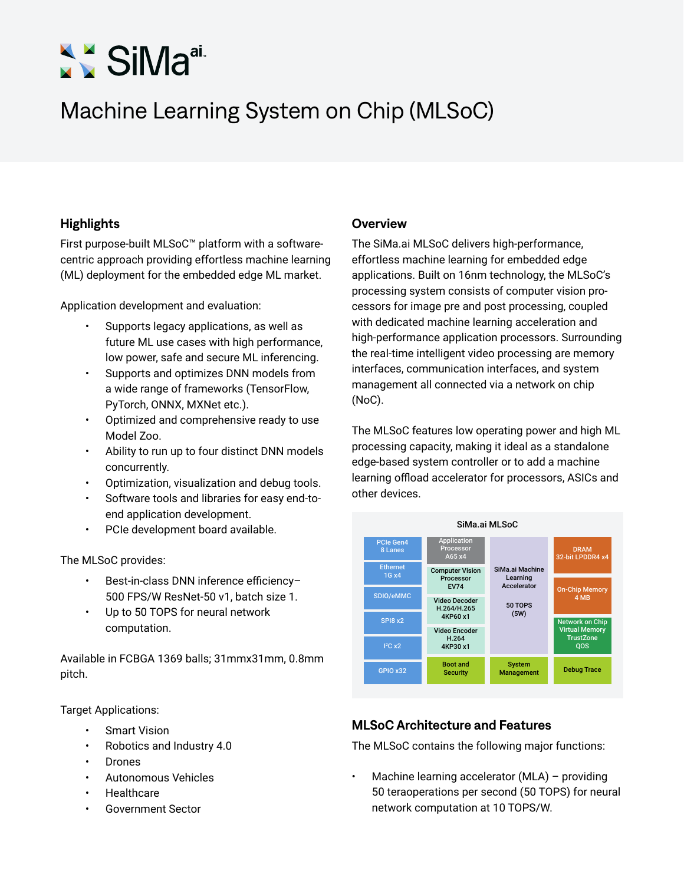# Machine Learning System on Chip (MLSoC)

## Highlights

First purpose-built MLSoC™ platform with a software-centric approach providing effortless machine learning (ML) deployment for the embedded edge ML market.

Application development and evaluation:

- Supports legacy applications, as well as future ML use cases with high performance, low power, safe and secure ML inferencing.
- Supports and optimizes DNN models from a wide range of frameworks (TensorFlow, PyTorch, ONNX, MXNet etc.).
- Optimized and comprehensive ready to use Model Zoo.
- Ability to run up to four distinct DNN models concurrently.
- Optimization, visualization and debug tools.
- Software tools and libraries for easy end-to-end application development.
- PCIe development board available.

The MLSoC provides:

- Best-in-class DNN inference efficiency– 500 FPS/W ResNet-50 v1, batch size 1.
- Up to 50 TOPS for neural network computation.

Available in FCBGA 1369 balls; 31mmx31mm, 0.8mm pitch.

Target Applications:

- Smart Vision
- Robotics and Industry 4.0
- Drones
- Autonomous Vehicles
- Healthcare
- Government Sector

## Overview

The SiMa.ai MLSoC delivers high-performance, effortless machine learning for embedded edge applications. Built on 16nm technology, the MLSoC's processing system consists of computer vision processors for image pre and post processing, coupled with dedicated machine learning acceleration and high-performance application processors. Surrounding the real-time intelligent video processing are memory interfaces, communication interfaces, and system management all connected via a network on chip (NoC).

The MLSoC features low operating power and high ML processing capacity, making it ideal as a standalone edge-based system controller or to add a machine learning offload accelerator for processors, ASICs and other devices.

**SiMa.ai MLSoC**

| | | | |
|---|---|---|---|
| PCIe Gen4 8 Lanes | Application Processor A65 x4 | SiMa.ai Machine Learning Accelerator 50 TOPS (5W) | DRAM 32-bit LPDDR4 x4 |
| Ethernet 1G x4 | Computer Vision Processor EV74 | | On-Chip Memory 4 MB |
| SDIO/eMMC | Video Decoder H.264/H.265 4KP60 x1 | | Network on Chip Virtual Memory TrustZone QOS |
| SPI8 x2 | Video Encoder H.264 4KP30 x1 | | |
| I²C x2 | | | |
| GPIO x32 | Boot and Security | System Management | Debug Trace |

## MLSoC Architecture and Features

The MLSoC contains the following major functions:

- Machine learning accelerator (MLA) – providing 50 teraoperations per second (50 TOPS) for neural network computation at 10 TOPS/W.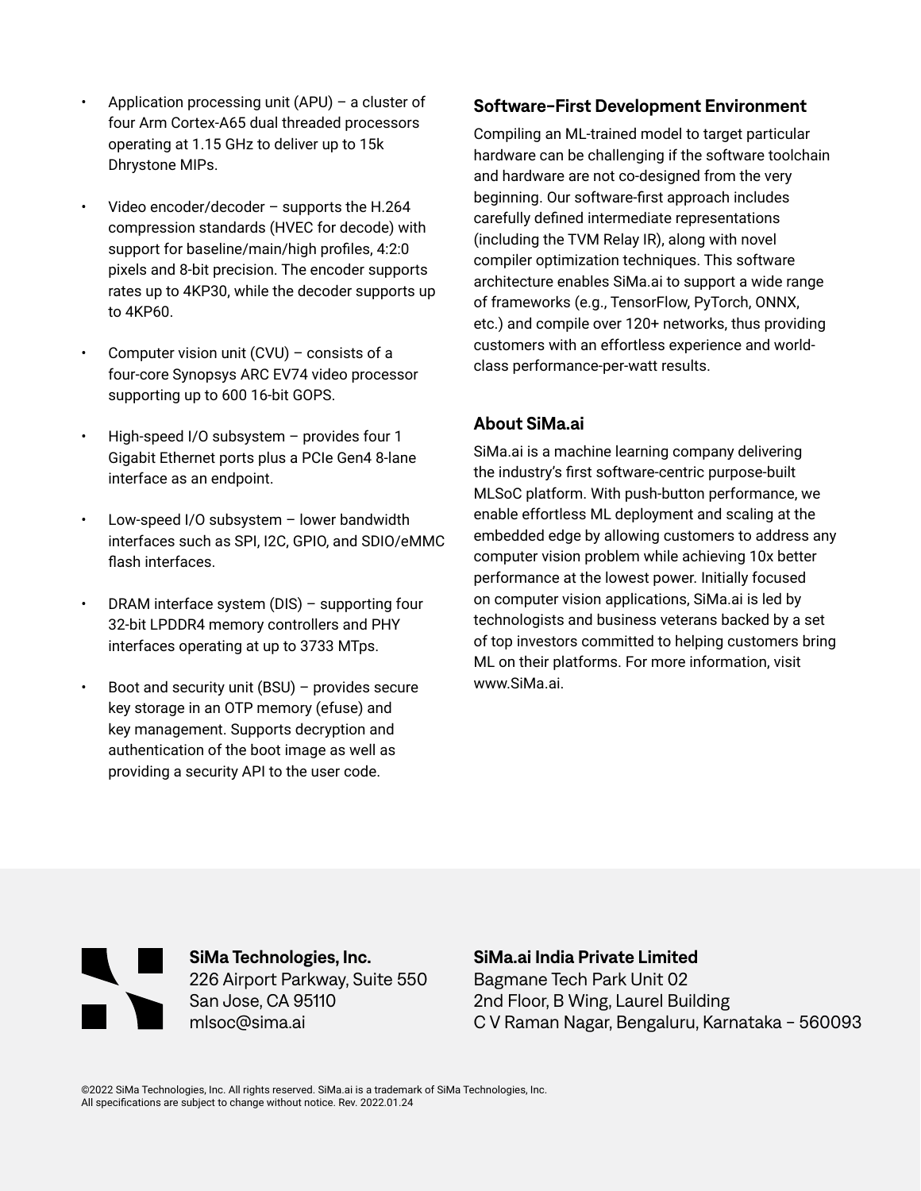- Application processing unit (APU) – a cluster of four Arm Cortex-A65 dual threaded processors operating at 1.15 GHz to deliver up to 15k Dhrystone MIPs.
- Video encoder/decoder – supports the H.264 compression standards (HVEC for decode) with support for baseline/main/high profiles, 4:2:0 pixels and 8-bit precision. The encoder supports rates up to 4KP30, while the decoder supports up to 4KP60.
- Computer vision unit (CVU) – consists of a four-core Synopsys ARC EV74 video processor supporting up to 600 16-bit GOPS.
- High-speed I/O subsystem – provides four 1 Gigabit Ethernet ports plus a PCIe Gen4 8-lane interface as an endpoint.
- Low-speed I/O subsystem – lower bandwidth interfaces such as SPI, I2C, GPIO, and SDIO/eMMC flash interfaces.
- DRAM interface system (DIS) – supporting four 32-bit LPDDR4 memory controllers and PHY interfaces operating at up to 3733 MTps.
- Boot and security unit (BSU) – provides secure key storage in an OTP memory (efuse) and key management. Supports decryption and authentication of the boot image as well as providing a security API to the user code.

## Software-First Development Environment

Compiling an ML-trained model to target particular hardware can be challenging if the software toolchain and hardware are not co-designed from the very beginning. Our software-first approach includes carefully defined intermediate representations (including the TVM Relay IR), along with novel compiler optimization techniques. This software architecture enables SiMa.ai to support a wide range of frameworks (e.g., TensorFlow, PyTorch, ONNX, etc.) and compile over 120+ networks, thus providing customers with an effortless experience and world-class performance-per-watt results.

## About SiMa.ai

SiMa.ai is a machine learning company delivering the industry's first software-centric purpose-built MLSoC platform. With push-button performance, we enable effortless ML deployment and scaling at the embedded edge by allowing customers to address any computer vision problem while achieving 10x better performance at the lowest power. Initially focused on computer vision applications, SiMa.ai is led by technologists and business veterans backed by a set of top investors committed to helping customers bring ML on their platforms. For more information, visit www.SiMa.ai.

**SiMa Technologies, Inc.**
226 Airport Parkway, Suite 550
San Jose, CA 95110
mlsoc@sima.ai

**SiMa.ai India Private Limited**
Bagmane Tech Park Unit 02
2nd Floor, B Wing, Laurel Building
C V Raman Nagar, Bengaluru, Karnataka – 560093

©2022 SiMa Technologies, Inc. All rights reserved. SiMa.ai is a trademark of SiMa Technologies, Inc.
All specifications are subject to change without notice. Rev. 2022.01.24